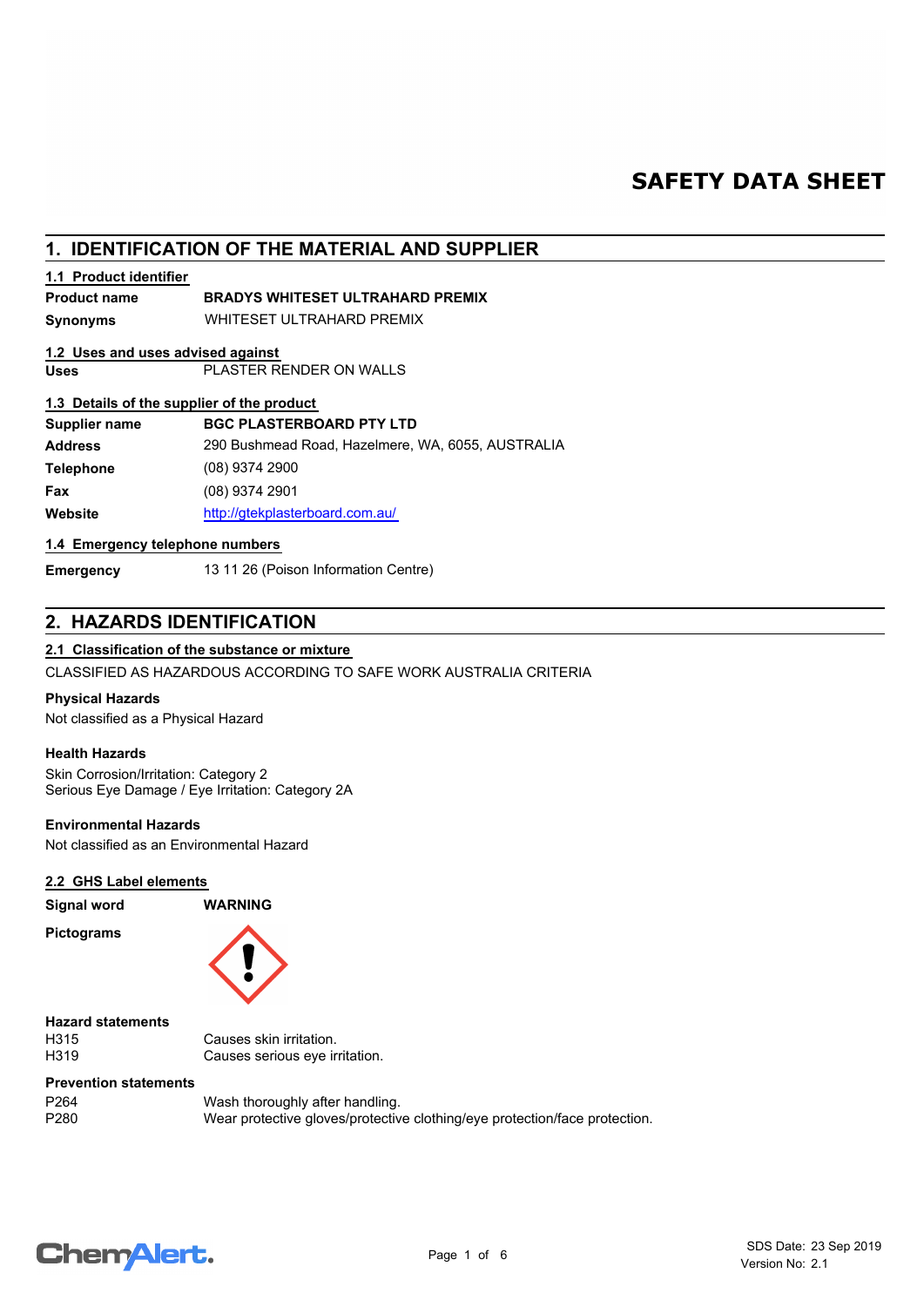# SAFETY DATA SHEET

## 1. IDENTIFICATION OF THE MATERIAL AND SUPPLIER

### 1.1 Product identifier

| | |
|---|---|
| **Product name** | **BRADYS WHITESET ULTRAHARD PREMIX** |
| **Synonyms** | WHITESET ULTRAHARD PREMIX |

### 1.2 Uses and uses advised against

| | |
|---|---|
| **Uses** | PLASTER RENDER ON WALLS |

### 1.3 Details of the supplier of the product

| | |
|---|---|
| **Supplier name** | **BGC PLASTERBOARD PTY LTD** |
| **Address** | 290 Bushmead Road, Hazelmere, WA, 6055, AUSTRALIA |
| **Telephone** | (08) 9374 2900 |
| **Fax** | (08) 9374 2901 |
| **Website** | http://gtekplasterboard.com.au/ |

### 1.4 Emergency telephone numbers

| | |
|---|---|
| **Emergency** | 13 11 26 (Poison Information Centre) |

## 2. HAZARDS IDENTIFICATION

### 2.1 Classification of the substance or mixture

CLASSIFIED AS HAZARDOUS ACCORDING TO SAFE WORK AUSTRALIA CRITERIA

**Physical Hazards**

Not classified as a Physical Hazard

**Health Hazards**

Skin Corrosion/Irritation: Category 2
Serious Eye Damage / Eye Irritation: Category 2A

**Environmental Hazards**

Not classified as an Environmental Hazard

### 2.2 GHS Label elements

| | |
|---|---|
| **Signal word** | **WARNING** |
| **Pictograms** | |

**Hazard statements**

| | |
|---|---|
| H315 | Causes skin irritation. |
| H319 | Causes serious eye irritation. |

**Prevention statements**

| | |
|---|---|
| P264 | Wash thoroughly after handling. |
| P280 | Wear protective gloves/protective clothing/eye protection/face protection. |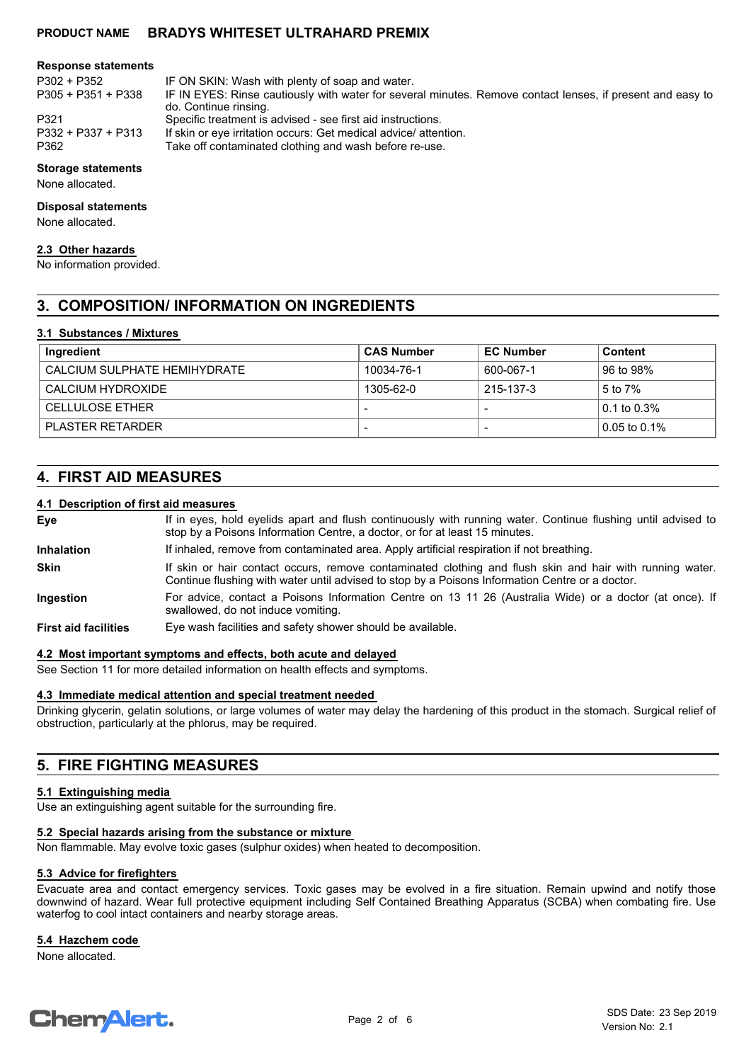**Response statements**

| | |
|---|---|
| P302 + P352 | IF ON SKIN: Wash with plenty of soap and water. |
| P305 + P351 + P338 | IF IN EYES: Rinse cautiously with water for several minutes. Remove contact lenses, if present and easy to do. Continue rinsing. |
| P321 | Specific treatment is advised - see first aid instructions. |
| P332 + P337 + P313 | If skin or eye irritation occurs: Get medical advice/ attention. |
| P362 | Take off contaminated clothing and wash before re-use. |

**Storage statements**

None allocated.

**Disposal statements**

None allocated.

### 2.3 Other hazards

No information provided.

## 3. COMPOSITION/ INFORMATION ON INGREDIENTS

### 3.1 Substances / Mixtures

| Ingredient | CAS Number | EC Number | Content |
|---|---|---|---|
| CALCIUM SULPHATE HEMIHYDRATE | 10034-76-1 | 600-067-1 | 96 to 98% |
| CALCIUM HYDROXIDE | 1305-62-0 | 215-137-3 | 5 to 7% |
| CELLULOSE ETHER | - | - | 0.1 to 0.3% |
| PLASTER RETARDER | - | - | 0.05 to 0.1% |

## 4. FIRST AID MEASURES

### 4.1 Description of first aid measures

**Eye** If in eyes, hold eyelids apart and flush continuously with running water. Continue flushing until advised to stop by a Poisons Information Centre, a doctor, or for at least 15 minutes.

**Inhalation** If inhaled, remove from contaminated area. Apply artificial respiration if not breathing.

**Skin** If skin or hair contact occurs, remove contaminated clothing and flush skin and hair with running water. Continue flushing with water until advised to stop by a Poisons Information Centre or a doctor.

**Ingestion** For advice, contact a Poisons Information Centre on 13 11 26 (Australia Wide) or a doctor (at once). If swallowed, do not induce vomiting.

**First aid facilities** Eye wash facilities and safety shower should be available.

### 4.2 Most important symptoms and effects, both acute and delayed

See Section 11 for more detailed information on health effects and symptoms.

### 4.3 Immediate medical attention and special treatment needed

Drinking glycerin, gelatin solutions, or large volumes of water may delay the hardening of this product in the stomach. Surgical relief of obstruction, particularly at the phlorus, may be required.

## 5. FIRE FIGHTING MEASURES

### 5.1 Extinguishing media

Use an extinguishing agent suitable for the surrounding fire.

### 5.2 Special hazards arising from the substance or mixture

Non flammable. May evolve toxic gases (sulphur oxides) when heated to decomposition.

### 5.3 Advice for firefighters

Evacuate area and contact emergency services. Toxic gases may be evolved in a fire situation. Remain upwind and notify those downwind of hazard. Wear full protective equipment including Self Contained Breathing Apparatus (SCBA) when combating fire. Use waterfog to cool intact containers and nearby storage areas.

### 5.4 Hazchem code

None allocated.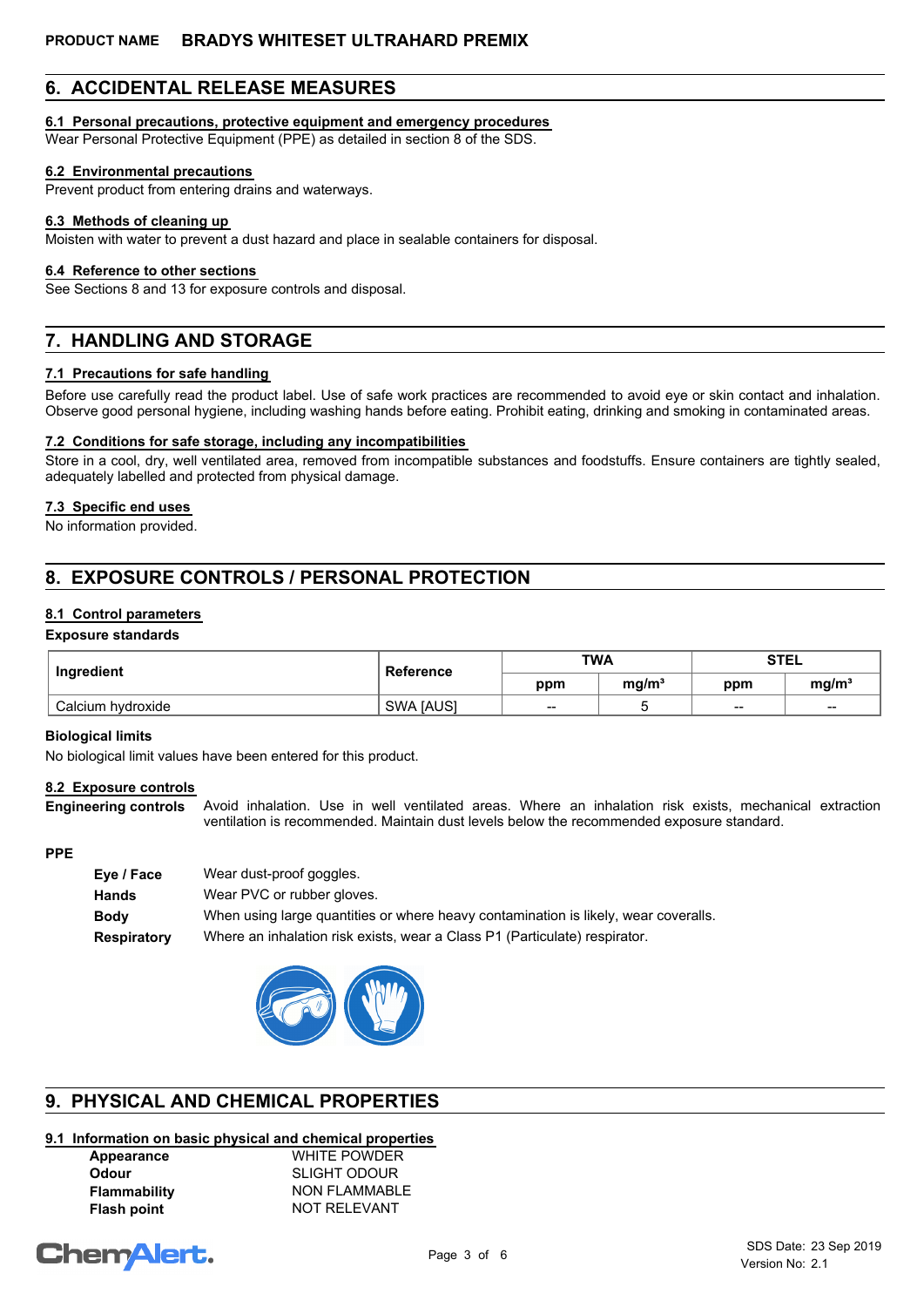**PRODUCT NAME** **BRADYS WHITESET ULTRAHARD PREMIX**

## 6. ACCIDENTAL RELEASE MEASURES

### 6.1 Personal precautions, protective equipment and emergency procedures

Wear Personal Protective Equipment (PPE) as detailed in section 8 of the SDS.

### 6.2 Environmental precautions

Prevent product from entering drains and waterways.

### 6.3 Methods of cleaning up

Moisten with water to prevent a dust hazard and place in sealable containers for disposal.

### 6.4 Reference to other sections

See Sections 8 and 13 for exposure controls and disposal.

## 7. HANDLING AND STORAGE

### 7.1 Precautions for safe handling

Before use carefully read the product label. Use of safe work practices are recommended to avoid eye or skin contact and inhalation. Observe good personal hygiene, including washing hands before eating. Prohibit eating, drinking and smoking in contaminated areas.

### 7.2 Conditions for safe storage, including any incompatibilities

Store in a cool, dry, well ventilated area, removed from incompatible substances and foodstuffs. Ensure containers are tightly sealed, adequately labelled and protected from physical damage.

### 7.3 Specific end uses

No information provided.

## 8. EXPOSURE CONTROLS / PERSONAL PROTECTION

### 8.1 Control parameters

**Exposure standards**

| Ingredient | Reference | TWA | | STEL | |
|---|---|---|---|---|---|
| | | ppm | mg/m³ | ppm | mg/m³ |
| Calcium hydroxide | SWA [AUS] | -- | 5 | -- | -- |

**Biological limits**

No biological limit values have been entered for this product.

### 8.2 Exposure controls

**Engineering controls** Avoid inhalation. Use in well ventilated areas. Where an inhalation risk exists, mechanical extraction ventilation is recommended. Maintain dust levels below the recommended exposure standard.

**PPE**

- **Eye / Face** Wear dust-proof goggles.
- **Hands** Wear PVC or rubber gloves.
- **Body** When using large quantities or where heavy contamination is likely, wear coveralls.
- **Respiratory** Where an inhalation risk exists, wear a Class P1 (Particulate) respirator.

## 9. PHYSICAL AND CHEMICAL PROPERTIES

### 9.1 Information on basic physical and chemical properties

| | |
|---|---|
| **Appearance** | WHITE POWDER |
| **Odour** | SLIGHT ODOUR |
| **Flammability** | NON FLAMMABLE |
| **Flash point** | NOT RELEVANT |

SDS Date: 23 Sep 2019
Version No: 2.1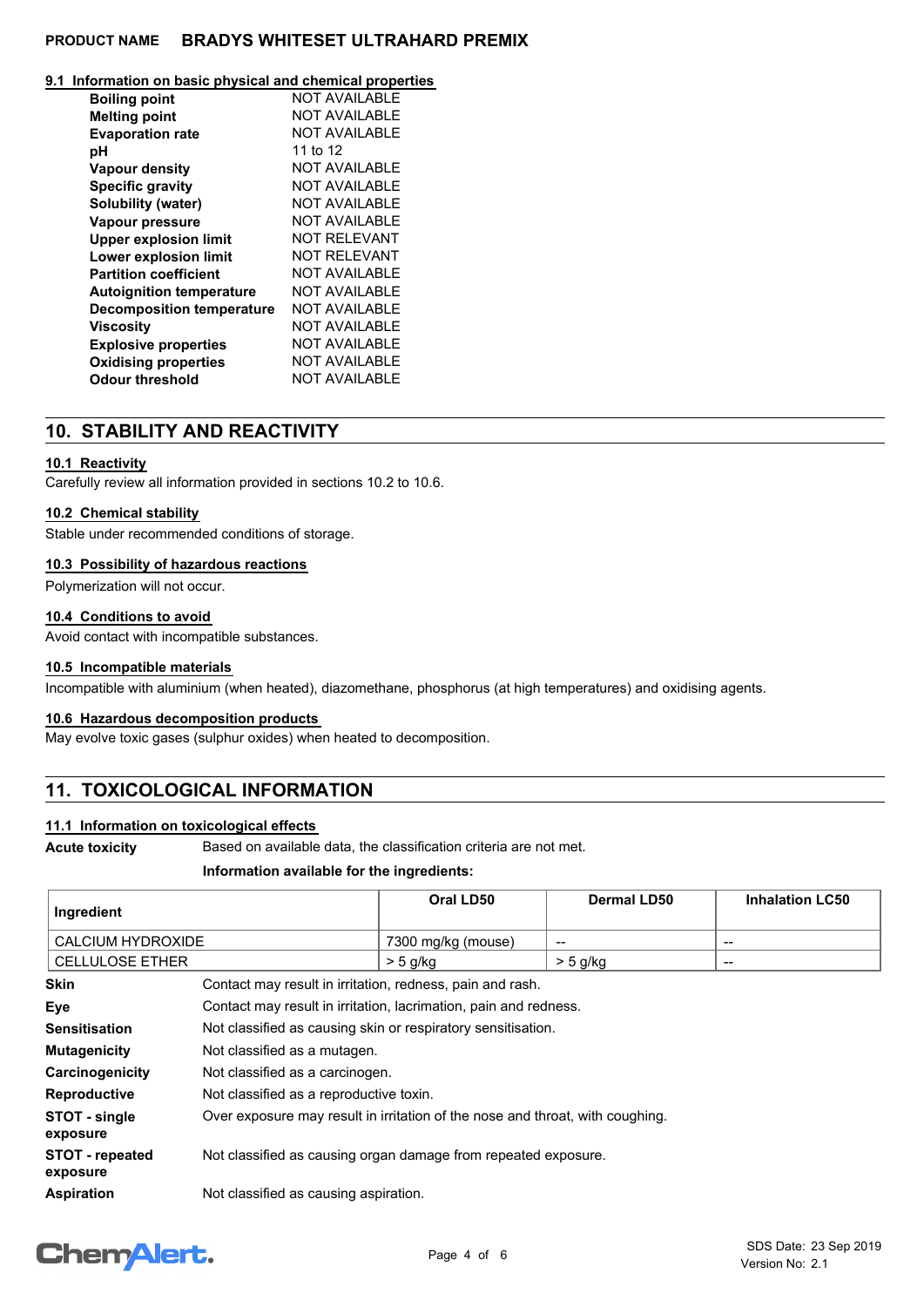### 9.1 Information on basic physical and chemical properties

| | |
|---|---|
| **Boiling point** | NOT AVAILABLE |
| **Melting point** | NOT AVAILABLE |
| **Evaporation rate** | NOT AVAILABLE |
| **pH** | 11 to 12 |
| **Vapour density** | NOT AVAILABLE |
| **Specific gravity** | NOT AVAILABLE |
| **Solubility (water)** | NOT AVAILABLE |
| **Vapour pressure** | NOT AVAILABLE |
| **Upper explosion limit** | NOT RELEVANT |
| **Lower explosion limit** | NOT RELEVANT |
| **Partition coefficient** | NOT AVAILABLE |
| **Autoignition temperature** | NOT AVAILABLE |
| **Decomposition temperature** | NOT AVAILABLE |
| **Viscosity** | NOT AVAILABLE |
| **Explosive properties** | NOT AVAILABLE |
| **Oxidising properties** | NOT AVAILABLE |
| **Odour threshold** | NOT AVAILABLE |

## 10. STABILITY AND REACTIVITY

### 10.1 Reactivity

Carefully review all information provided in sections 10.2 to 10.6.

### 10.2 Chemical stability

Stable under recommended conditions of storage.

### 10.3 Possibility of hazardous reactions

Polymerization will not occur.

### 10.4 Conditions to avoid

Avoid contact with incompatible substances.

### 10.5 Incompatible materials

Incompatible with aluminium (when heated), diazomethane, phosphorus (at high temperatures) and oxidising agents.

### 10.6 Hazardous decomposition products

May evolve toxic gases (sulphur oxides) when heated to decomposition.

## 11. TOXICOLOGICAL INFORMATION

### 11.1 Information on toxicological effects

**Acute toxicity** Based on available data, the classification criteria are not met.

**Information available for the ingredients:**

| Ingredient | Oral LD50 | Dermal LD50 | Inhalation LC50 |
|---|---|---|---|
| CALCIUM HYDROXIDE | 7300 mg/kg (mouse) | -- | -- |
| CELLULOSE ETHER | > 5 g/kg | > 5 g/kg | -- |

| | |
|---|---|
| **Skin** | Contact may result in irritation, redness, pain and rash. |
| **Eye** | Contact may result in irritation, lacrimation, pain and redness. |
| **Sensitisation** | Not classified as causing skin or respiratory sensitisation. |
| **Mutagenicity** | Not classified as a mutagen. |
| **Carcinogenicity** | Not classified as a carcinogen. |
| **Reproductive** | Not classified as a reproductive toxin. |
| **STOT - single exposure** | Over exposure may result in irritation of the nose and throat, with coughing. |
| **STOT - repeated exposure** | Not classified as causing organ damage from repeated exposure. |
| **Aspiration** | Not classified as causing aspiration. |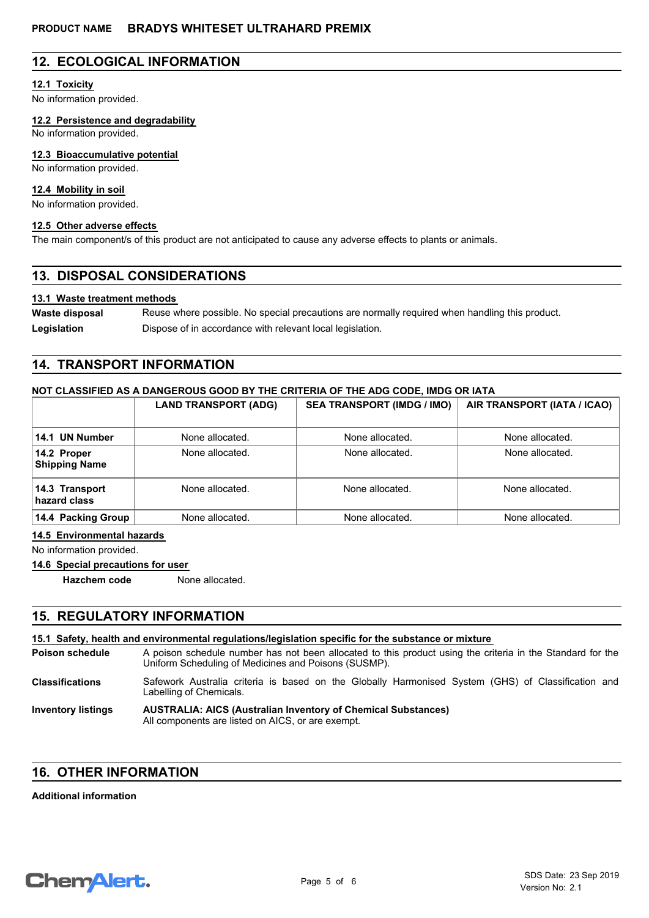## 12. ECOLOGICAL INFORMATION

### 12.1 Toxicity

No information provided.

### 12.2 Persistence and degradability

No information provided.

### 12.3 Bioaccumulative potential

No information provided.

### 12.4 Mobility in soil

No information provided.

### 12.5 Other adverse effects

The main component/s of this product are not anticipated to cause any adverse effects to plants or animals.

## 13. DISPOSAL CONSIDERATIONS

### 13.1 Waste treatment methods

**Waste disposal** Reuse where possible. No special precautions are normally required when handling this product.

**Legislation** Dispose of in accordance with relevant local legislation.

## 14. TRANSPORT INFORMATION

**NOT CLASSIFIED AS A DANGEROUS GOOD BY THE CRITERIA OF THE ADG CODE, IMDG OR IATA**

| | LAND TRANSPORT (ADG) | SEA TRANSPORT (IMDG / IMO) | AIR TRANSPORT (IATA / ICAO) |
|---|---|---|---|
| **14.1 UN Number** | None allocated. | None allocated. | None allocated. |
| **14.2 Proper Shipping Name** | None allocated. | None allocated. | None allocated. |
| **14.3 Transport hazard class** | None allocated. | None allocated. | None allocated. |
| **14.4 Packing Group** | None allocated. | None allocated. | None allocated. |

### 14.5 Environmental hazards

No information provided.

### 14.6 Special precautions for user

**Hazchem code** None allocated.

## 15. REGULATORY INFORMATION

### 15.1 Safety, health and environmental regulations/legislation specific for the substance or mixture

**Poison schedule** A poison schedule number has not been allocated to this product using the criteria in the Standard for the Uniform Scheduling of Medicines and Poisons (SUSMP).

**Classifications** Safework Australia criteria is based on the Globally Harmonised System (GHS) of Classification and Labelling of Chemicals.

**Inventory listings** **AUSTRALIA: AICS (Australian Inventory of Chemical Substances)**
All components are listed on AICS, or are exempt.

## 16. OTHER INFORMATION

**Additional information**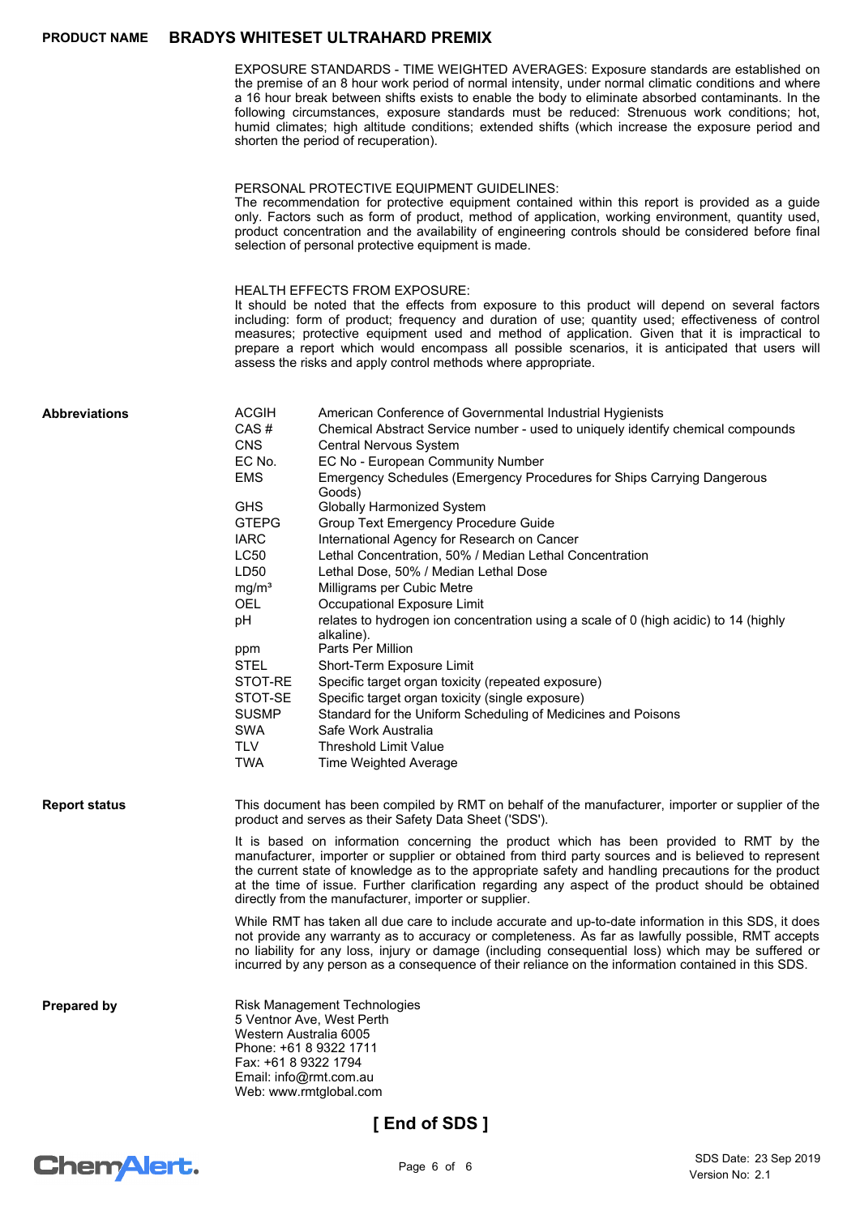EXPOSURE STANDARDS - TIME WEIGHTED AVERAGES: Exposure standards are established on the premise of an 8 hour work period of normal intensity, under normal climatic conditions and where a 16 hour break between shifts exists to enable the body to eliminate absorbed contaminants. In the following circumstances, exposure standards must be reduced: Strenuous work conditions; hot, humid climates; high altitude conditions; extended shifts (which increase the exposure period and shorten the period of recuperation).

PERSONAL PROTECTIVE EQUIPMENT GUIDELINES:
The recommendation for protective equipment contained within this report is provided as a guide only. Factors such as form of product, method of application, working environment, quantity used, product concentration and the availability of engineering controls should be considered before final selection of personal protective equipment is made.

HEALTH EFFECTS FROM EXPOSURE:
It should be noted that the effects from exposure to this product will depend on several factors including: form of product; frequency and duration of use; quantity used; effectiveness of control measures; protective equipment used and method of application. Given that it is impractical to prepare a report which would encompass all possible scenarios, it is anticipated that users will assess the risks and apply control methods where appropriate.

**Abbreviations**

| | |
|---|---|
| ACGIH | American Conference of Governmental Industrial Hygienists |
| CAS # | Chemical Abstract Service number - used to uniquely identify chemical compounds |
| CNS | Central Nervous System |
| EC No. | EC No - European Community Number |
| EMS | Emergency Schedules (Emergency Procedures for Ships Carrying Dangerous Goods) |
| GHS | Globally Harmonized System |
| GTEPG | Group Text Emergency Procedure Guide |
| IARC | International Agency for Research on Cancer |
| LC50 | Lethal Concentration, 50% / Median Lethal Concentration |
| LD50 | Lethal Dose, 50% / Median Lethal Dose |
| $mg/m^3$ | Milligrams per Cubic Metre |
| OEL | Occupational Exposure Limit |
| pH | relates to hydrogen ion concentration using a scale of 0 (high acidic) to 14 (highly alkaline). |
| ppm | Parts Per Million |
| STEL | Short-Term Exposure Limit |
| STOT-RE | Specific target organ toxicity (repeated exposure) |
| STOT-SE | Specific target organ toxicity (single exposure) |
| SUSMP | Standard for the Uniform Scheduling of Medicines and Poisons |
| SWA | Safe Work Australia |
| TLV | Threshold Limit Value |
| TWA | Time Weighted Average |

**Report status**

This document has been compiled by RMT on behalf of the manufacturer, importer or supplier of the product and serves as their Safety Data Sheet ('SDS').

It is based on information concerning the product which has been provided to RMT by the manufacturer, importer or supplier or obtained from third party sources and is believed to represent the current state of knowledge as to the appropriate safety and handling precautions for the product at the time of issue. Further clarification regarding any aspect of the product should be obtained directly from the manufacturer, importer or supplier.

While RMT has taken all due care to include accurate and up-to-date information in this SDS, it does not provide any warranty as to accuracy or completeness. As far as lawfully possible, RMT accepts no liability for any loss, injury or damage (including consequential loss) which may be suffered or incurred by any person as a consequence of their reliance on the information contained in this SDS.

**Prepared by**

Risk Management Technologies
5 Ventnor Ave, West Perth
Western Australia 6005
Phone: +61 8 9322 1711
Fax: +61 8 9322 1794
Email: info@rmt.com.au
Web: www.rmtglobal.com

**[ End of SDS ]**